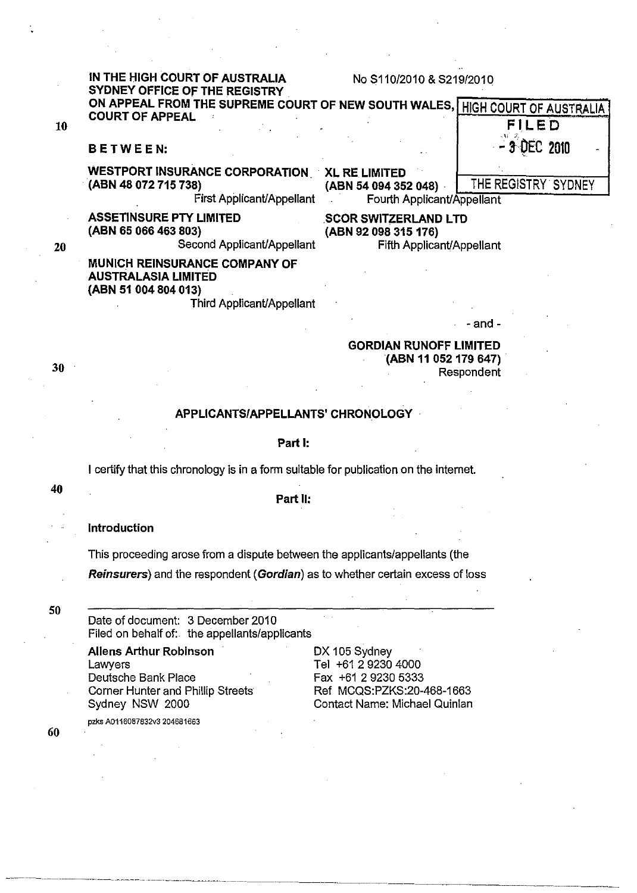IN THE HIGH COURT OF AUSTRALIA
SYDNEY OFFICE OF THE REGISTRY
ON APPEAL FROM THE SUPREME COURT OF NEW SOUTH WALES, COURT OF APPEAL

No S110/2010 & S219/2010

HIGH COURT OF AUSTRALIA
FILED
- 3 DEC 2010
THE REGISTRY SYDNEY

**BETWEEN:**

**WESTPORT INSURANCE CORPORATION (ABN 48 072 715 738)**
First Applicant/Appellant

**ASSETINSURE PTY LIMITED (ABN 65 066 463 803)**
Second Applicant/Appellant

**MUNICH REINSURANCE COMPANY OF AUSTRALASIA LIMITED (ABN 51 004 804 013)**
Third Applicant/Appellant

**XL RE LIMITED (ABN 54 094 352 048)**
Fourth Applicant/Appellant

**SCOR SWITZERLAND LTD (ABN 92 098 315 176)**
Fifth Applicant/Appellant

- and -

**GORDIAN RUNOFF LIMITED (ABN 11 052 179 647)**
Respondent

## APPLICANTS/APPELLANTS' CHRONOLOGY

### Part I:

I certify that this chronology is in a form suitable for publication on the internet.

### Part II:

**Introduction**

This proceeding arose from a dispute between the applicants/appellants (the ***Reinsurers***) and the respondent (***Gordian***) as to whether certain excess of loss

---

Date of document: 3 December 2010
Filed on behalf of: the appellants/applicants

**Allens Arthur Robinson**
Lawyers
Deutsche Bank Place
Corner Hunter and Phillip Streets
Sydney NSW 2000

DX 105 Sydney
Tel +61 2 9230 4000
Fax +61 2 9230 5333
Ref MCQS:PZKS:20-468-1663
Contact Name: Michael Quinlan

pzks A0116087832v3 204681663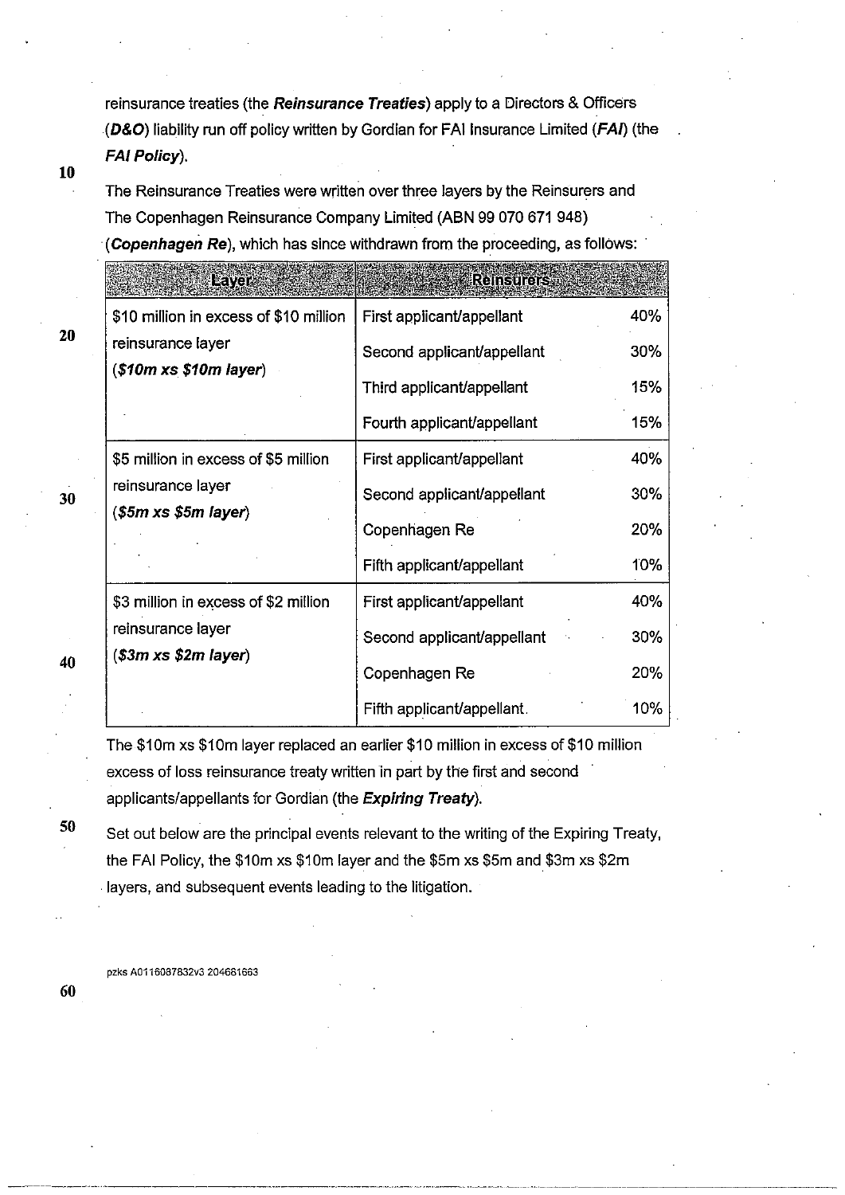reinsurance treaties (the ***Reinsurance Treaties***) apply to a Directors & Officers (***D&O***) liability run off policy written by Gordian for FAI Insurance Limited (***FAI***) (the ***FAI Policy***).

The Reinsurance Treaties were written over three layers by the Reinsurers and The Copenhagen Reinsurance Company Limited (ABN 99 070 671 948) (***Copenhagen Re***), which has since withdrawn from the proceeding, as follows:

| Layer | Reinsurers | |
|---|---|---|
| $10 million in excess of $10 million reinsurance layer (***$10m xs $10m layer***) | First applicant/appellant | 40% |
| | Second applicant/appellant | 30% |
| | Third applicant/appellant | 15% |
| | Fourth applicant/appellant | 15% |
| $5 million in excess of $5 million reinsurance layer (***$5m xs $5m layer***) | First applicant/appellant | 40% |
| | Second applicant/appellant | 30% |
| | Copenhagen Re | 20% |
| | Fifth applicant/appellant | 10% |
| $3 million in excess of $2 million reinsurance layer (***$3m xs $2m layer***) | First applicant/appellant | 40% |
| | Second applicant/appellant | 30% |
| | Copenhagen Re | 20% |
| | Fifth applicant/appellant. | 10% |

The $10m xs $10m layer replaced an earlier $10 million in excess of $10 million excess of loss reinsurance treaty written in part by the first and second applicants/appellants for Gordian (the ***Expiring Treaty***).

Set out below are the principal events relevant to the writing of the Expiring Treaty, the FAI Policy, the $10m xs $10m layer and the $5m xs $5m and $3m xs $2m layers, and subsequent events leading to the litigation.

pzks A0116087832v3 204661663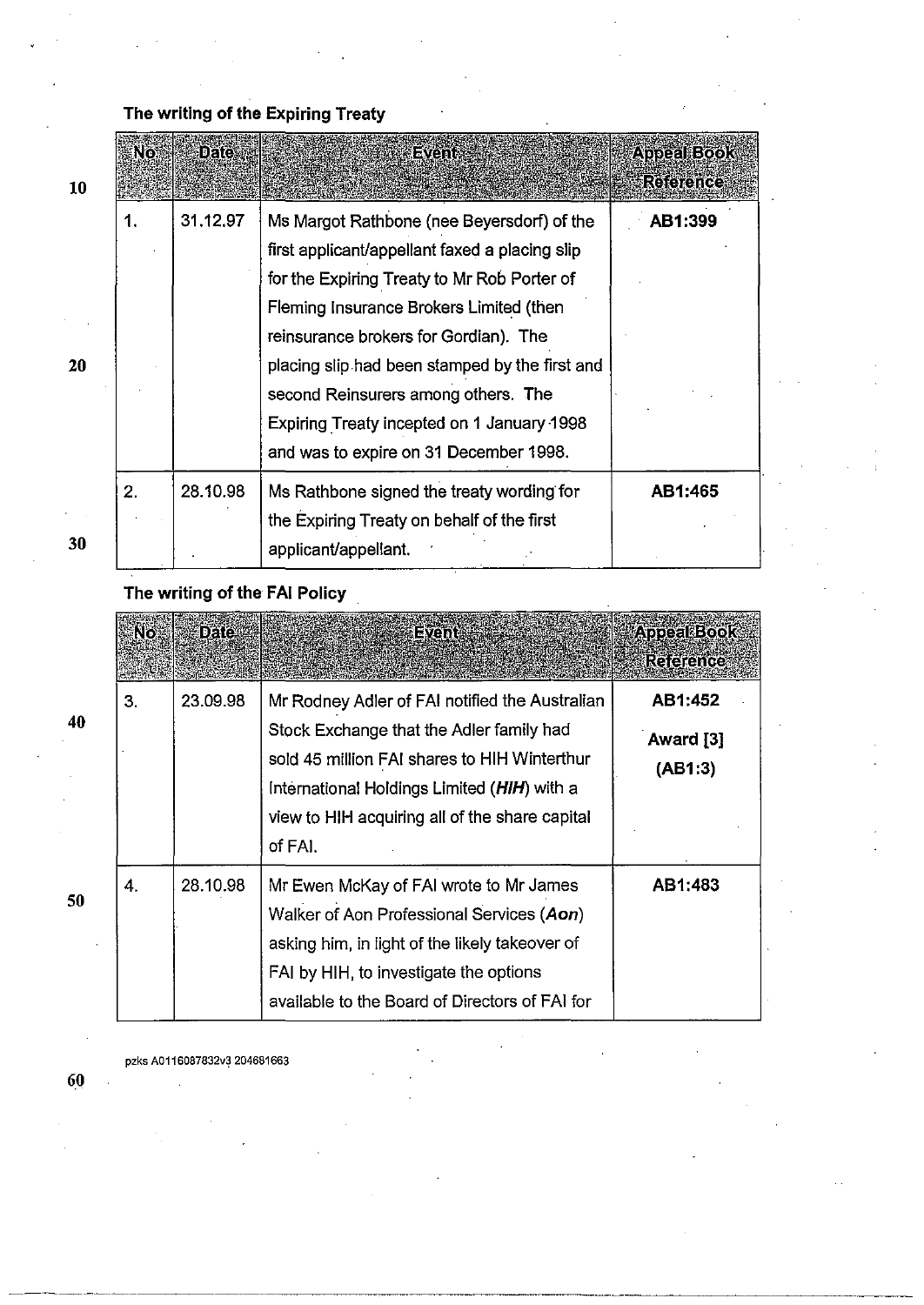**The writing of the Expiring Treaty**

| No | Date | Event | Appeal Book Reference |
|---|---|---|---|
| 1. | 31.12.97 | Ms Margot Rathbone (nee Beyersdorf) of the first applicant/appellant faxed a placing slip for the Expiring Treaty to Mr Rob Porter of Fleming Insurance Brokers Limited (then reinsurance brokers for Gordian). The placing slip had been stamped by the first and second Reinsurers among others. The Expiring Treaty incepted on 1 January 1998 and was to expire on 31 December 1998. | **AB1:399** |
| 2. | 28.10.98 | Ms Rathbone signed the treaty wording for the Expiring Treaty on behalf of the first applicant/appellant. | **AB1:465** |

**The writing of the FAI Policy**

| No | Date | Event | Appeal Book Reference |
|---|---|---|---|
| 3. | 23.09.98 | Mr Rodney Adler of FAI notified the Australian Stock Exchange that the Adler family had sold 45 million FAI shares to HIH Winterthur International Holdings Limited (***HIH***) with a view to HIH acquiring all of the share capital of FAI. | **AB1:452** **Award [3] (AB1:3)** |
| 4. | 28.10.98 | Mr Ewen McKay of FAI wrote to Mr James Walker of Aon Professional Services (***Aon***) asking him, in light of the likely takeover of FAI by HIH, to investigate the options available to the Board of Directors of FAI for | **AB1:483** |

pzks A0116087832v3 204681663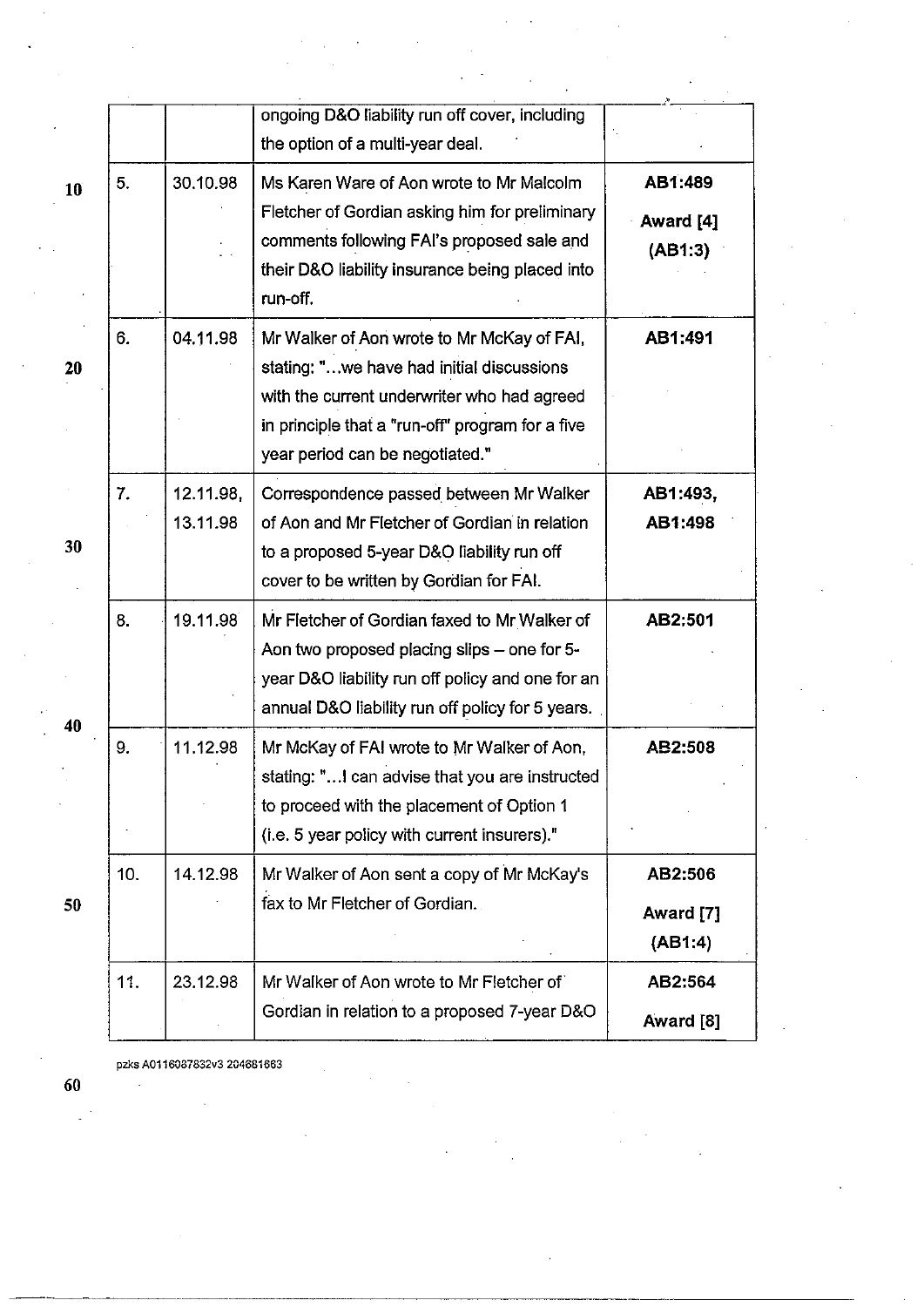| | | | |
|---|---|---|---|
| | | ongoing D&O liability run off cover, including the option of a multi-year deal. | |
| 5. | 30.10.98 | Ms Karen Ware of Aon wrote to Mr Malcolm Fletcher of Gordian asking him for preliminary comments following FAI's proposed sale and their D&O liability insurance being placed into run-off. | **AB1:489** **Award [4] (AB1:3)** |
| 6. | 04.11.98 | Mr Walker of Aon wrote to Mr McKay of FAI, stating: "...we have had initial discussions with the current underwriter who had agreed in principle that a "run-off" program for a five year period can be negotiated." | **AB1:491** |
| 7. | 12.11.98, 13.11.98 | Correspondence passed between Mr Walker of Aon and Mr Fletcher of Gordian in relation to a proposed 5-year D&O liability run off cover to be written by Gordian for FAI. | **AB1:493, AB1:498** |
| 8. | 19.11.98 | Mr Fletcher of Gordian faxed to Mr Walker of Aon two proposed placing slips – one for 5-year D&O liability run off policy and one for an annual D&O liability run off policy for 5 years. | **AB2:501** |
| 9. | 11.12.98 | Mr McKay of FAI wrote to Mr Walker of Aon, stating: "...I can advise that you are instructed to proceed with the placement of Option 1 (i.e. 5 year policy with current insurers)." | **AB2:508** |
| 10. | 14.12.98 | Mr Walker of Aon sent a copy of Mr McKay's fax to Mr Fletcher of Gordian. | **AB2:506** **Award [7] (AB1:4)** |
| 11. | 23.12.98 | Mr Walker of Aon wrote to Mr Fletcher of Gordian in relation to a proposed 7-year D&O | **AB2:564** **Award [8]** |

pzks A0116087832v3 204681663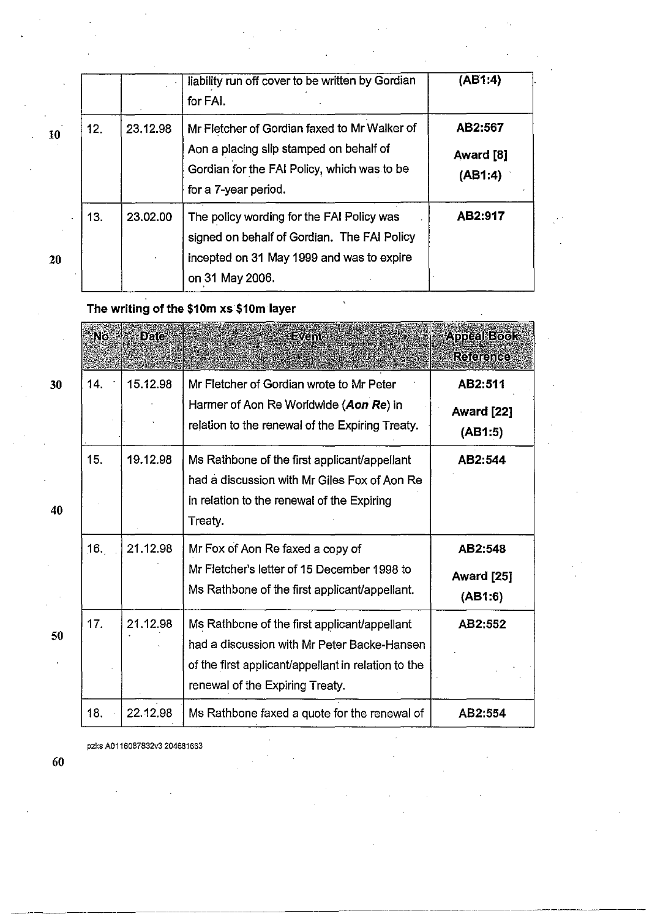| | | liability run off cover to be written by Gordian for FAI. | (AB1:4) |
|---|---|---|---|
| 12. | 23.12.98 | Mr Fletcher of Gordian faxed to Mr Walker of Aon a placing slip stamped on behalf of Gordian for the FAI Policy, which was to be for a 7-year period. | **AB2:567** **Award [8]** **(AB1:4)** |
| 13. | 23.02.00 | The policy wording for the FAI Policy was signed on behalf of Gordian. The FAI Policy incepted on 31 May 1999 and was to expire on 31 May 2006. | **AB2:917** |

**The writing of the $10m xs $10m layer**

| No. | Date | Event | Appeal Book Reference |
|---|---|---|---|
| 14. | 15.12.98 | Mr Fletcher of Gordian wrote to Mr Peter Harmer of Aon Re Worldwide (***Aon Re***) in relation to the renewal of the Expiring Treaty. | **AB2:511** **Award [22]** **(AB1:5)** |
| 15. | 19.12.98 | Ms Rathbone of the first applicant/appellant had a discussion with Mr Giles Fox of Aon Re in relation to the renewal of the Expiring Treaty. | **AB2:544** |
| 16. | 21.12.98 | Mr Fox of Aon Re faxed a copy of Mr Fletcher's letter of 15 December 1998 to Ms Rathbone of the first applicant/appellant. | **AB2:548** **Award [25]** **(AB1:6)** |
| 17. | 21.12.98 | Ms Rathbone of the first applicant/appellant had a discussion with Mr Peter Backe-Hansen of the first applicant/appellant in relation to the renewal of the Expiring Treaty. | **AB2:552** |
| 18. | 22.12.98 | Ms Rathbone faxed a quote for the renewal of | **AB2:554** |

pzks A0116087832v3 204681663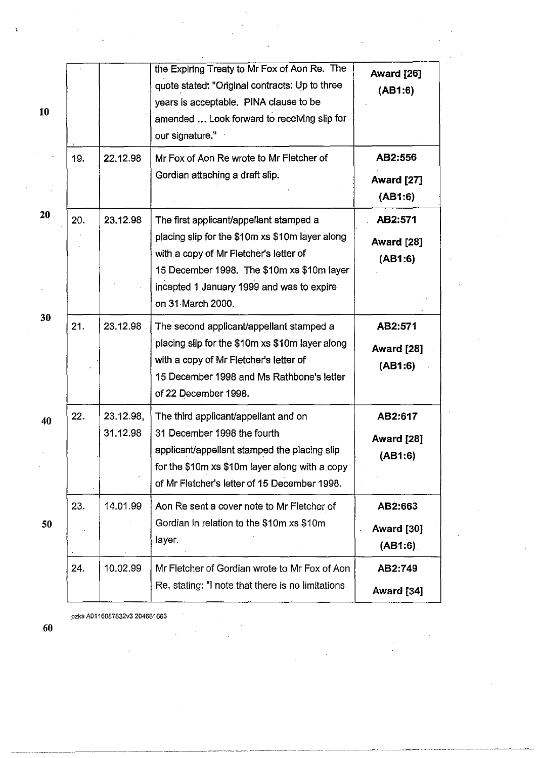| | | | |
|---|---|---|---|
| | | the Expiring Treaty to Mr Fox of Aon Re. The quote stated: "Original contracts: Up to three years is acceptable. PINA clause to be amended ... Look forward to receiving slip for our signature." | **Award [26] (AB1:6)** |
| 19. | 22.12.98 | Mr Fox of Aon Re wrote to Mr Fletcher of Gordian attaching a draft slip. | **AB2:556** **Award [27] (AB1:6)** |
| 20. | 23.12.98 | The first applicant/appellant stamped a placing slip for the $10m xs $10m layer along with a copy of Mr Fletcher's letter of 15 December 1998. The $10m xs $10m layer incepted 1 January 1999 and was to expire on 31 March 2000. | **AB2:571** **Award [28] (AB1:6)** |
| 21. | 23.12.98 | The second applicant/appellant stamped a placing slip for the $10m xs $10m layer along with a copy of Mr Fletcher's letter of 15 December 1998 and Ms Rathbone's letter of 22 December 1998. | **AB2:571** **Award [28] (AB1:6)** |
| 22. | 23.12.98, 31.12.98 | The third applicant/appellant and on 31 December 1998 the fourth applicant/appellant stamped the placing slip for the $10m xs $10m layer along with a copy of Mr Fletcher's letter of 15 December 1998. | **AB2:617** **Award [28] (AB1:6)** |
| 23. | 14.01.99 | Aon Re sent a cover note to Mr Fletcher of Gordian in relation to the $10m xs $10m layer. | **AB2:663** **Award [30] (AB1:6)** |
| 24. | 10.02.99 | Mr Fletcher of Gordian wrote to Mr Fox of Aon Re, stating: "I note that there is no limitations | **AB2:749** **Award [34]** |

pzks A0116087832v3 204681663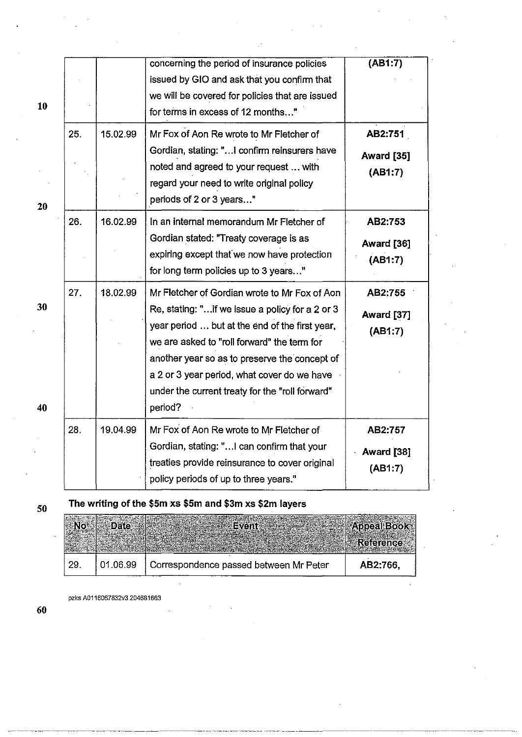| | | concerning the period of insurance policies issued by GIO and ask that you confirm that we will be covered for policies that are issued for terms in excess of 12 months..." | (AB1:7) |
|---|---|---|---|
| 25. | 15.02.99 | Mr Fox of Aon Re wrote to Mr Fletcher of Gordian, stating: "...I confirm reinsurers have noted and agreed to your request ... with regard your need to write original policy periods of 2 or 3 years..." | AB2:751 **Award [35] (AB1:7)** |
| 26. | 16.02.99 | In an internal memorandum Mr Fletcher of Gordian stated: "Treaty coverage is as expiring except that we now have protection for long term policies up to 3 years..." | AB2:753 **Award [36] (AB1:7)** |
| 27. | 18.02.99 | Mr Fletcher of Gordian wrote to Mr Fox of Aon Re, stating: "...if we issue a policy for a 2 or 3 year period ... but at the end of the first year, we are asked to "roll forward" the term for another year so as to preserve the concept of a 2 or 3 year period, what cover do we have under the current treaty for the "roll forward" period? | AB2:755 **Award [37] (AB1:7)** |
| 28. | 19.04.99 | Mr Fox of Aon Re wrote to Mr Fletcher of Gordian, stating: "...I can confirm that your treaties provide reinsurance to cover original policy periods of up to three years." | AB2:757 **Award [38] (AB1:7)** |

**The writing of the $5m xs $5m and $3m xs $2m layers**

| No | Date | Event | Appeal Book Reference |
|---|---|---|---|
| 29. | 01.06.99 | Correspondence passed between Mr Peter | AB2:766, |

pzks A0116087832v3 204681663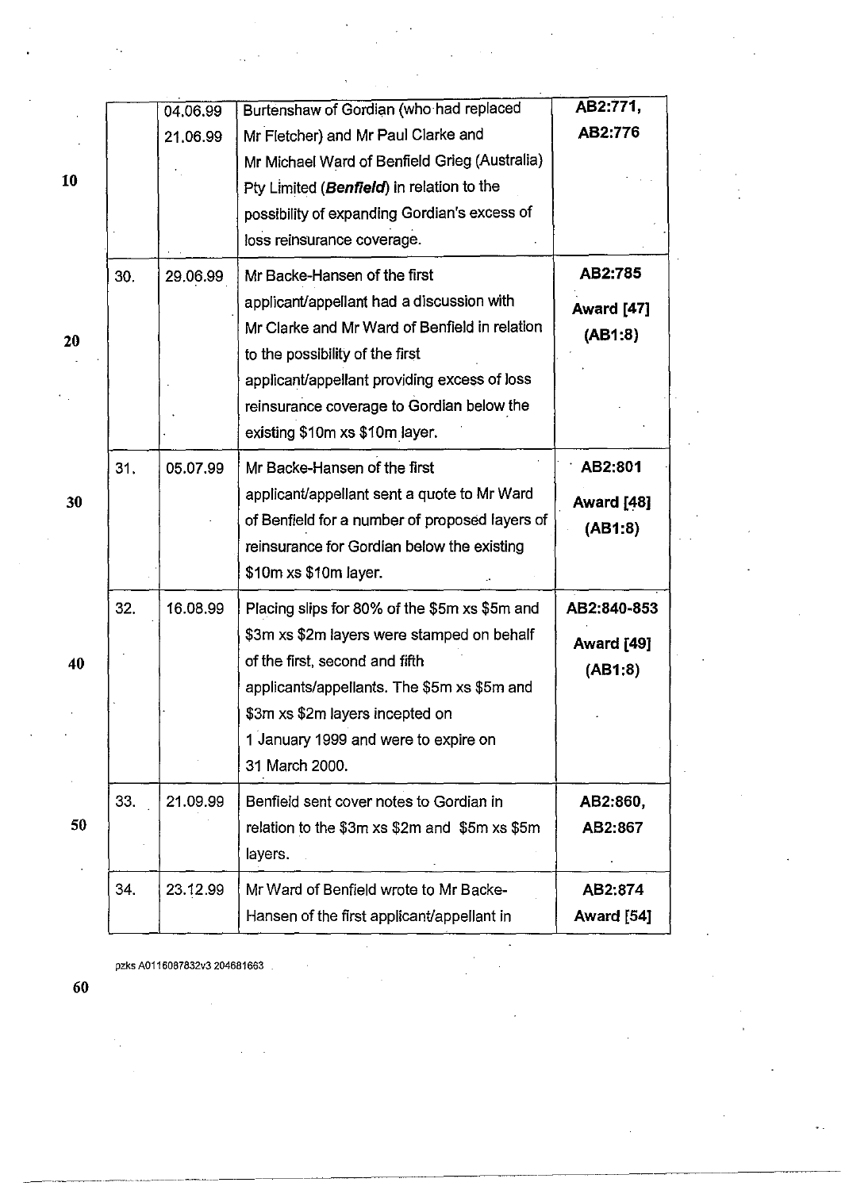| | | | |
|---|---|---|---|
| | 04.06.99<br>21.06.99 | Burtenshaw of Gordian (who had replaced Mr Fletcher) and Mr Paul Clarke and Mr Michael Ward of Benfield Grieg (Australia) Pty Limited (***Benfield***) in relation to the possibility of expanding Gordian's excess of loss reinsurance coverage. | **AB2:771, AB2:776** |
| 30. | 29.06.99 | Mr Backe-Hansen of the first applicant/appellant had a discussion with Mr Clarke and Mr Ward of Benfield in relation to the possibility of the first applicant/appellant providing excess of loss reinsurance coverage to Gordian below the existing $10m xs $10m layer. | **AB2:785**<br>**Award [47] (AB1:8)** |
| 31. | 05.07.99 | Mr Backe-Hansen of the first applicant/appellant sent a quote to Mr Ward of Benfield for a number of proposed layers of reinsurance for Gordian below the existing $10m xs $10m layer. | **AB2:801**<br>**Award [48] (AB1:8)** |
| 32. | 16.08.99 | Placing slips for 80% of the $5m xs $5m and $3m xs $2m layers were stamped on behalf of the first, second and fifth applicants/appellants. The $5m xs $5m and $3m xs $2m layers incepted on 1 January 1999 and were to expire on 31 March 2000. | **AB2:840-853**<br>**Award [49] (AB1:8)** |
| 33. | 21.09.99 | Benfield sent cover notes to Gordian in relation to the $3m xs $2m and $5m xs $5m layers. | **AB2:860, AB2:867** |
| 34. | 23.12.99 | Mr Ward of Benfield wrote to Mr Backe-Hansen of the first applicant/appellant in | **AB2:874**<br>**Award [54]** |

pzks A0116087832v3 204681663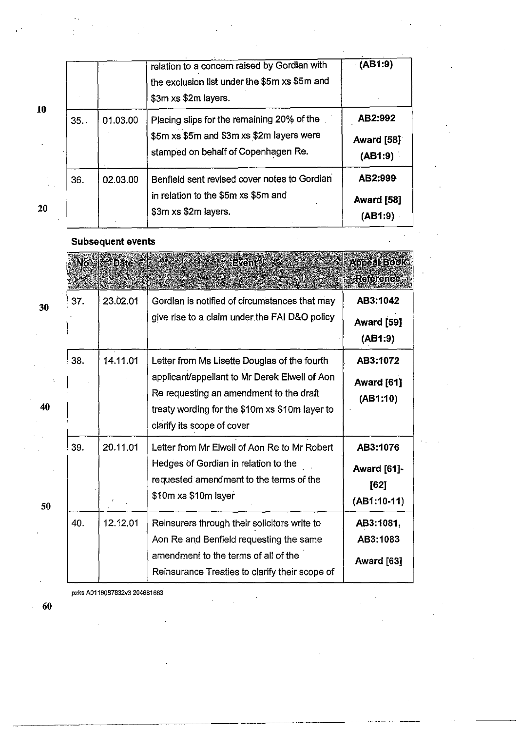| | | relation to a concern raised by Gordian with the exclusion list under the $5m xs $5m and $3m xs $2m layers. | (AB1:9) |
|---|---|---|---|
| 35. | 01.03.00 | Placing slips for the remaining 20% of the $5m xs $5m and $3m xs $2m layers were stamped on behalf of Copenhagen Re. | AB2:992<br>Award [58]<br>(AB1:9) |
| 36. | 02.03.00 | Benfield sent revised cover notes to Gordian in relation to the $5m xs $5m and $3m xs $2m layers. | AB2:999<br>Award [58]<br>(AB1:9) |

**Subsequent events**

| No | Date | Event | Appeal Book Reference |
|---|---|---|---|
| 37. | 23.02.01 | Gordian is notified of circumstances that may give rise to a claim under the FAI D&O policy | AB3:1042<br>Award [59]<br>(AB1:9) |
| 38. | 14.11.01 | Letter from Ms Lisette Douglas of the fourth applicant/appellant to Mr Derek Elwell of Aon Re requesting an amendment to the draft treaty wording for the $10m xs $10m layer to clarify its scope of cover | AB3:1072<br>Award [61]<br>(AB1:10) |
| 39. | 20.11.01 | Letter from Mr Elwell of Aon Re to Mr Robert Hedges of Gordian in relation to the requested amendment to the terms of the $10m xs $10m layer | AB3:1076<br>Award [61]-[62]<br>(AB1:10-11) |
| 40. | 12.12.01 | Reinsurers through their solicitors write to Aon Re and Benfield requesting the same amendment to the terms of all of the Reinsurance Treaties to clarify their scope of | AB3:1081,<br>AB3:1083<br>Award [63] |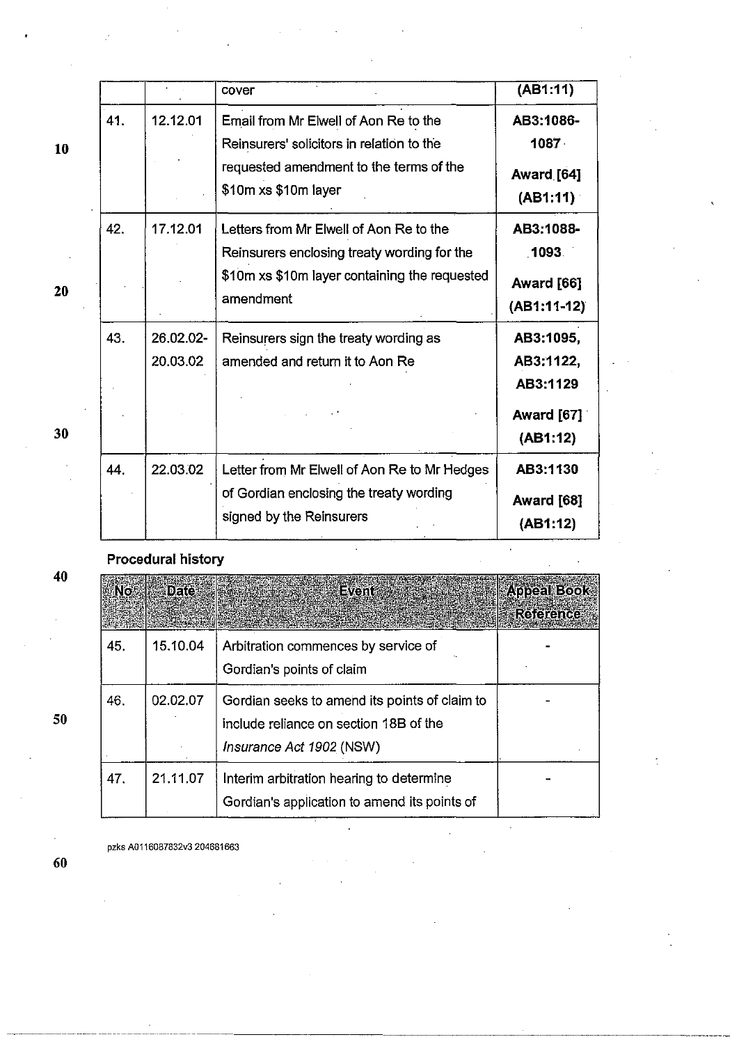|  |  | cover | **(AB1:11)** |
|---|---|---|---|
| 41. | 12.12.01 | Email from Mr Elwell of Aon Re to the Reinsurers' solicitors in relation to the requested amendment to the terms of the $10m xs $10m layer | **AB3:1086-1087** **Award [64] (AB1:11)** |
| 42. | 17.12.01 | Letters from Mr Elwell of Aon Re to the Reinsurers enclosing treaty wording for the $10m xs $10m layer containing the requested amendment | **AB3:1088-1093** **Award [66] (AB1:11-12)** |
| 43. | 26.02.02-20.03.02 | Reinsurers sign the treaty wording as amended and return it to Aon Re | **AB3:1095, AB3:1122, AB3:1129** **Award [67] (AB1:12)** |
| 44. | 22.03.02 | Letter from Mr Elwell of Aon Re to Mr Hedges of Gordian enclosing the treaty wording signed by the Reinsurers | **AB3:1130** **Award [68] (AB1:12)** |

**Procedural history**

| No | Date | Event | Appeal Book Reference |
|---|---|---|---|
| 45. | 15.10.04 | Arbitration commences by service of Gordian's points of claim | - |
| 46. | 02.02.07 | Gordian seeks to amend its points of claim to include reliance on section 18B of the *Insurance Act 1902* (NSW) | - |
| 47. | 21.11.07 | Interim arbitration hearing to determine Gordian's application to amend its points of | - |

pzks A0116087832v3 204681663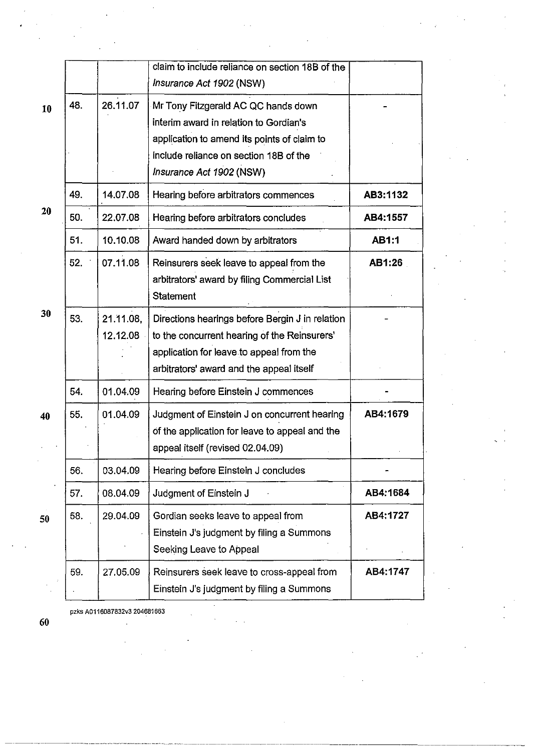| | | | |
|---|---|---|---|
| | | claim to include reliance on section 18B of the *Insurance Act 1902* (NSW) | |
| 48. | 26.11.07 | Mr Tony Fitzgerald AC QC hands down interim award in relation to Gordian's application to amend its points of claim to include reliance on section 18B of the *Insurance Act 1902* (NSW) | - |
| 49. | 14.07.08 | Hearing before arbitrators commences | **AB3:1132** |
| 50. | 22.07.08 | Hearing before arbitrators concludes | **AB4:1557** |
| 51. | 10.10.08 | Award handed down by arbitrators | **AB1:1** |
| 52. | 07.11.08 | Reinsurers seek leave to appeal from the arbitrators' award by filing Commercial List Statement | **AB1:26** |
| 53. | 21.11.08, 12.12.08 | Directions hearings before Bergin J in relation to the concurrent hearing of the Reinsurers' application for leave to appeal from the arbitrators' award and the appeal itself | - |
| 54. | 01.04.09 | Hearing before Einstein J commences | - |
| 55. | 01.04.09 | Judgment of Einstein J on concurrent hearing of the application for leave to appeal and the appeal itself (revised 02.04.09) | **AB4:1679** |
| 56. | 03.04.09 | Hearing before Einstein J concludes | - |
| 57. | 08.04.09 | Judgment of Einstein J | **AB4:1684** |
| 58. | 29.04.09 | Gordian seeks leave to appeal from Einstein J's judgment by filing a Summons Seeking Leave to Appeal | **AB4:1727** |
| 59. | 27.05.09 | Reinsurers seek leave to cross-appeal from Einstein J's judgment by filing a Summons | **AB4:1747** |

pzks A0116087832v3 204681663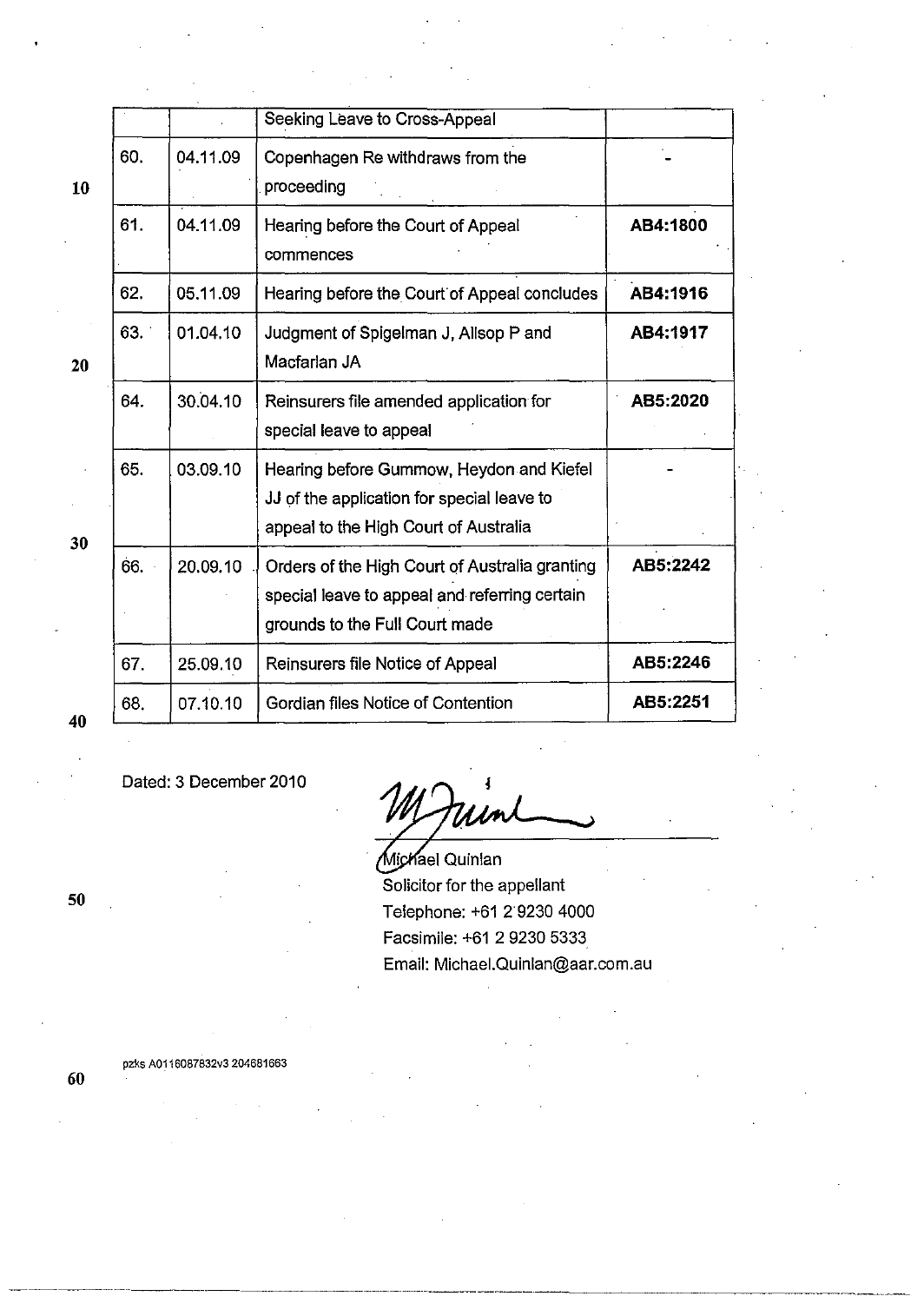| | | | |
|---|---|---|---|
| | | Seeking Leave to Cross-Appeal | |
| 60. | 04.11.09 | Copenhagen Re withdraws from the proceeding | - |
| 61. | 04.11.09 | Hearing before the Court of Appeal commences | **AB4:1800** |
| 62. | 05.11.09 | Hearing before the Court of Appeal concludes | **AB4:1916** |
| 63. | 01.04.10 | Judgment of Spigelman J, Allsop P and Macfarlan JA | **AB4:1917** |
| 64. | 30.04.10 | Reinsurers file amended application for special leave to appeal | **AB5:2020** |
| 65. | 03.09.10 | Hearing before Gummow, Heydon and Kiefel JJ of the application for special leave to appeal to the High Court of Australia | - |
| 66. | 20.09.10 | Orders of the High Court of Australia granting special leave to appeal and referring certain grounds to the Full Court made | **AB5:2242** |
| 67. | 25.09.10 | Reinsurers file Notice of Appeal | **AB5:2246** |
| 68. | 07.10.10 | Gordian files Notice of Contention | **AB5:2251** |

Dated: 3 December 2010

Michael Quinlan
Solicitor for the appellant
Telephone: +61 2 9230 4000
Facsimile: +61 2 9230 5333
Email: Michael.Quinlan@aar.com.au

pzks A0116087832v3 204681663